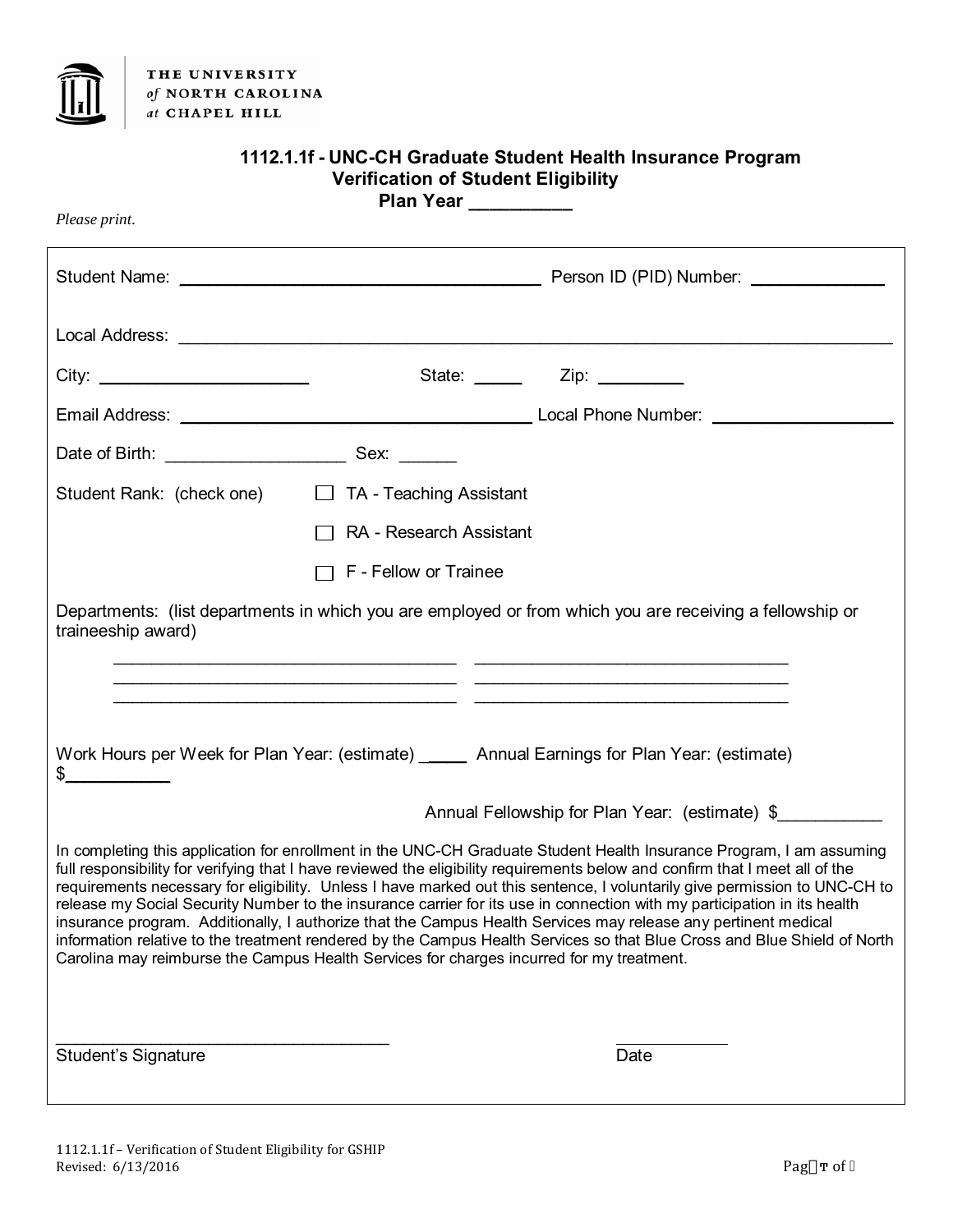THE UNIVERSITY *of* NORTH CAROLINA *at* CHAPEL HILL

# 1112.1.1f - UNC-CH Graduate Student Health Insurance Program Verification of Student Eligibility Plan Year __________

*Please print.*

Student Name: ________________________________________ Person ID (PID) Number: ______________

Local Address: ________________________________________________________________________________

City: ______________________ State: _____ Zip: _________

Email Address: ______________________________________ Local Phone Number: ___________________

Date of Birth: __________________ Sex: ______

Student Rank: (check one)

- ☐ TA - Teaching Assistant
- ☐ RA - Research Assistant
- ☐ F - Fellow or Trainee

Departments: (list departments in which you are employed or from which you are receiving a fellowship or traineeship award)

______________________________________ ___________________________________

______________________________________ ___________________________________

______________________________________ ___________________________________

Work Hours per Week for Plan Year: (estimate) _____ Annual Earnings for Plan Year: (estimate) $___________

Annual Fellowship for Plan Year: (estimate) $___________

In completing this application for enrollment in the UNC-CH Graduate Student Health Insurance Program, I am assuming full responsibility for verifying that I have reviewed the eligibility requirements below and confirm that I meet all of the requirements necessary for eligibility. Unless I have marked out this sentence, I voluntarily give permission to UNC-CH to release my Social Security Number to the insurance carrier for its use in connection with my participation in its health insurance program. Additionally, I authorize that the Campus Health Services may release any pertinent medical information relative to the treatment rendered by the Campus Health Services so that Blue Cross and Blue Shield of North Carolina may reimburse the Campus Health Services for charges incurred for my treatment.

_____________________________________ _____________

Student's Signature Date

1112.1.1f – Verification of Student Eligibility for GSHIP
Revised: 6/13/2016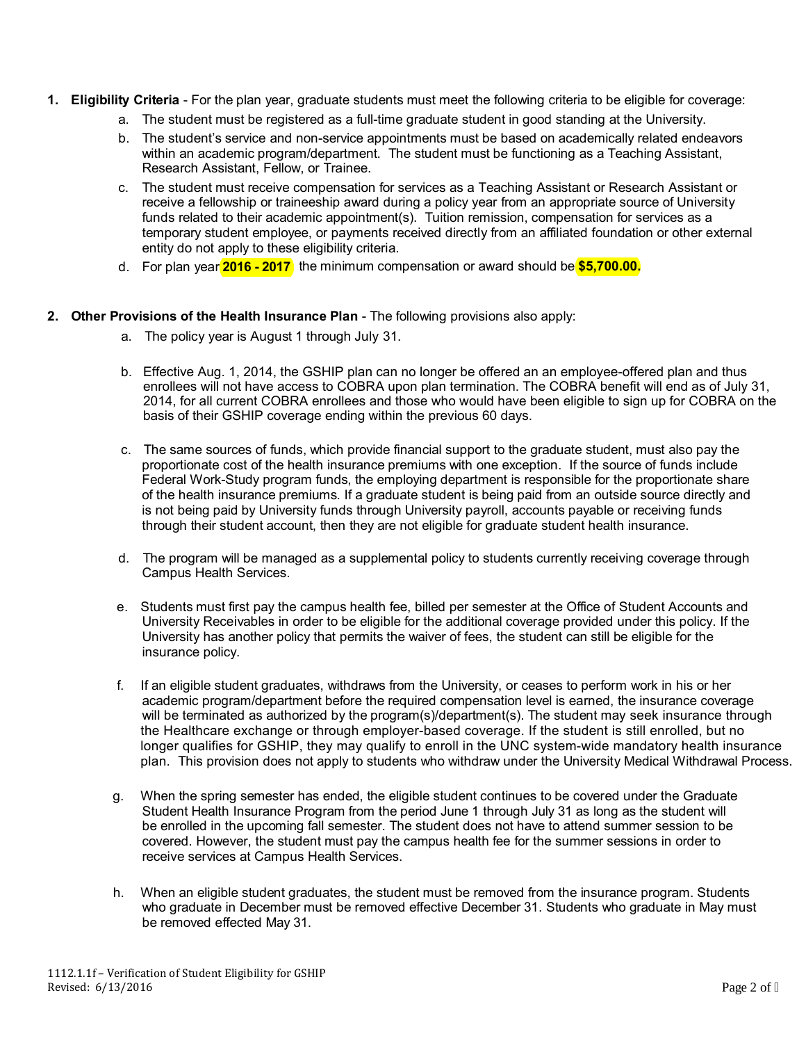1. **Eligibility Criteria** - For the plan year, graduate students must meet the following criteria to be eligible for coverage:
   a. The student must be registered as a full-time graduate student in good standing at the University.
   b. The student's service and non-service appointments must be based on academically related endeavors within an academic program/department. The student must be functioning as a Teaching Assistant, Research Assistant, Fellow, or Trainee.
   c. The student must receive compensation for services as a Teaching Assistant or Research Assistant or receive a fellowship or traineeship award during a policy year from an appropriate source of University funds related to their academic appointment(s). Tuition remission, compensation for services as a temporary student employee, or payments received directly from an affiliated foundation or other external entity do not apply to these eligibility criteria.
   d. For plan year **2016 - 2017** the minimum compensation or award should be **$5,700.00.**

2. **Other Provisions of the Health Insurance Plan** - The following provisions also apply:
   a. The policy year is August 1 through July 31.
   b. Effective Aug. 1, 2014, the GSHIP plan can no longer be offered an an employee-offered plan and thus enrollees will not have access to COBRA upon plan termination. The COBRA benefit will end as of July 31, 2014, for all current COBRA enrollees and those who would have been eligible to sign up for COBRA on the basis of their GSHIP coverage ending within the previous 60 days.
   c. The same sources of funds, which provide financial support to the graduate student, must also pay the proportionate cost of the health insurance premiums with one exception. If the source of funds include Federal Work-Study program funds, the employing department is responsible for the proportionate share of the health insurance premiums. If a graduate student is being paid from an outside source directly and is not being paid by University funds through University payroll, accounts payable or receiving funds through their student account, then they are not eligible for graduate student health insurance.
   d. The program will be managed as a supplemental policy to students currently receiving coverage through Campus Health Services.
   e. Students must first pay the campus health fee, billed per semester at the Office of Student Accounts and University Receivables in order to be eligible for the additional coverage provided under this policy. If the University has another policy that permits the waiver of fees, the student can still be eligible for the insurance policy.
   f. If an eligible student graduates, withdraws from the University, or ceases to perform work in his or her academic program/department before the required compensation level is earned, the insurance coverage will be terminated as authorized by the program(s)/department(s). The student may seek insurance through the Healthcare exchange or through employer-based coverage. If the student is still enrolled, but no longer qualifies for GSHIP, they may qualify to enroll in the UNC system-wide mandatory health insurance plan. This provision does not apply to students who withdraw under the University Medical Withdrawal Process.
   g. When the spring semester has ended, the eligible student continues to be covered under the Graduate Student Health Insurance Program from the period June 1 through July 31 as long as the student will be enrolled in the upcoming fall semester. The student does not have to attend summer session to be covered. However, the student must pay the campus health fee for the summer sessions in order to receive services at Campus Health Services.
   h. When an eligible student graduates, the student must be removed from the insurance program. Students who graduate in December must be removed effective December 31. Students who graduate in May must be removed effected May 31.

1112.1.1f – Verification of Student Eligibility for GSHIP
Revised: 6/13/2016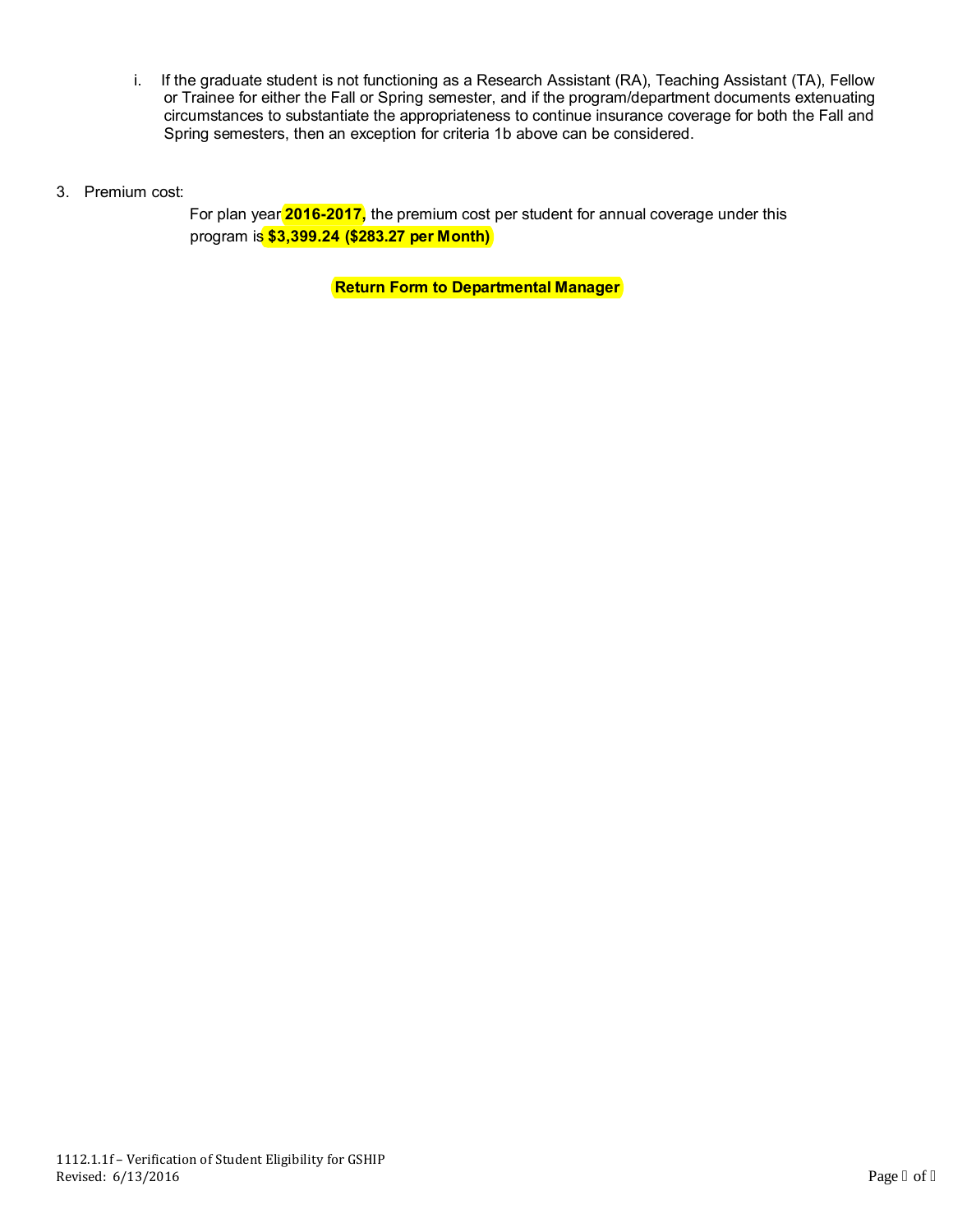i. If the graduate student is not functioning as a Research Assistant (RA), Teaching Assistant (TA), Fellow or Trainee for either the Fall or Spring semester, and if the program/department documents extenuating circumstances to substantiate the appropriateness to continue insurance coverage for both the Fall and Spring semesters, then an exception for criteria 1b above can be considered.

3. Premium cost:

For plan year **2016-2017,** the premium cost per student for annual coverage under this program is **$3,399.24 ($283.27 per Month)**

**Return Form to Departmental Manager**

1112.1.1f – Verification of Student Eligibility for GSHIP
Revised: 6/13/2016